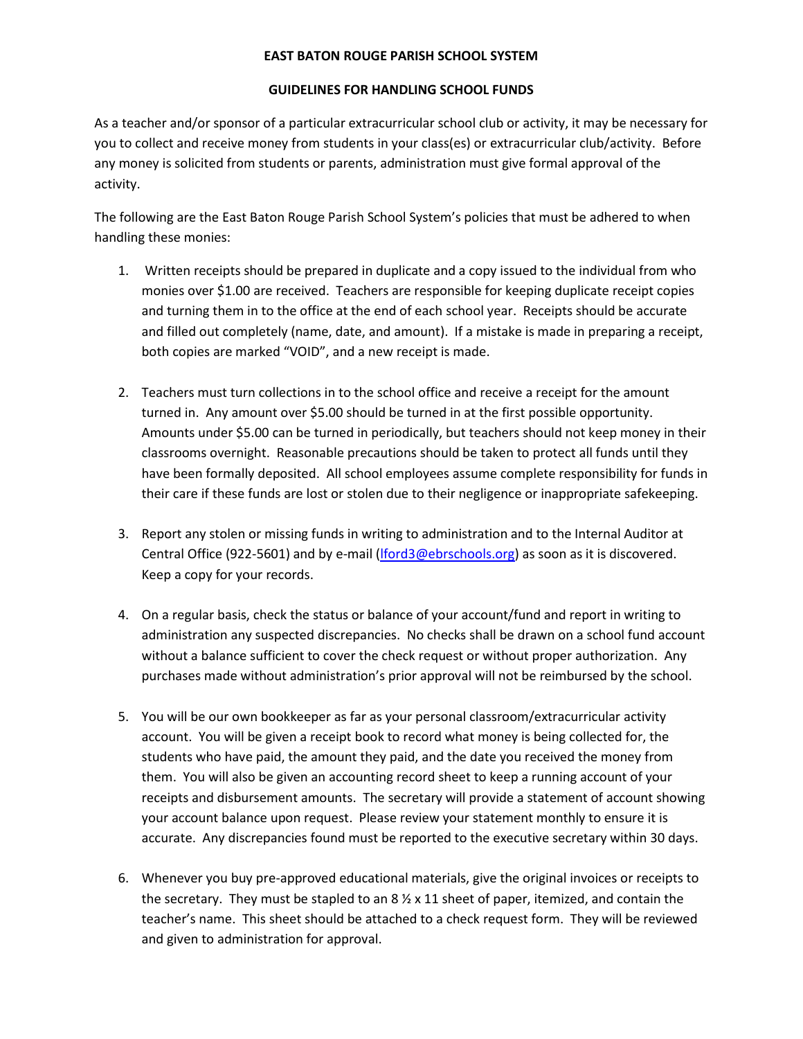**EAST BATON ROUGE PARISH SCHOOL SYSTEM**

**GUIDELINES FOR HANDLING SCHOOL FUNDS**

As a teacher and/or sponsor of a particular extracurricular school club or activity, it may be necessary for you to collect and receive money from students in your class(es) or extracurricular club/activity. Before any money is solicited from students or parents, administration must give formal approval of the activity.

The following are the East Baton Rouge Parish School System's policies that must be adhered to when handling these monies:

1. Written receipts should be prepared in duplicate and a copy issued to the individual from who monies over $1.00 are received. Teachers are responsible for keeping duplicate receipt copies and turning them in to the office at the end of each school year. Receipts should be accurate and filled out completely (name, date, and amount). If a mistake is made in preparing a receipt, both copies are marked "VOID", and a new receipt is made.

2. Teachers must turn collections in to the school office and receive a receipt for the amount turned in. Any amount over $5.00 should be turned in at the first possible opportunity. Amounts under $5.00 can be turned in periodically, but teachers should not keep money in their classrooms overnight. Reasonable precautions should be taken to protect all funds until they have been formally deposited. All school employees assume complete responsibility for funds in their care if these funds are lost or stolen due to their negligence or inappropriate safekeeping.

3. Report any stolen or missing funds in writing to administration and to the Internal Auditor at Central Office (922-5601) and by e-mail (lford3@ebrschools.org) as soon as it is discovered. Keep a copy for your records.

4. On a regular basis, check the status or balance of your account/fund and report in writing to administration any suspected discrepancies. No checks shall be drawn on a school fund account without a balance sufficient to cover the check request or without proper authorization. Any purchases made without administration's prior approval will not be reimbursed by the school.

5. You will be our own bookkeeper as far as your personal classroom/extracurricular activity account. You will be given a receipt book to record what money is being collected for, the students who have paid, the amount they paid, and the date you received the money from them. You will also be given an accounting record sheet to keep a running account of your receipts and disbursement amounts. The secretary will provide a statement of account showing your account balance upon request. Please review your statement monthly to ensure it is accurate. Any discrepancies found must be reported to the executive secretary within 30 days.

6. Whenever you buy pre-approved educational materials, give the original invoices or receipts to the secretary. They must be stapled to an 8 ½ x 11 sheet of paper, itemized, and contain the teacher's name. This sheet should be attached to a check request form. They will be reviewed and given to administration for approval.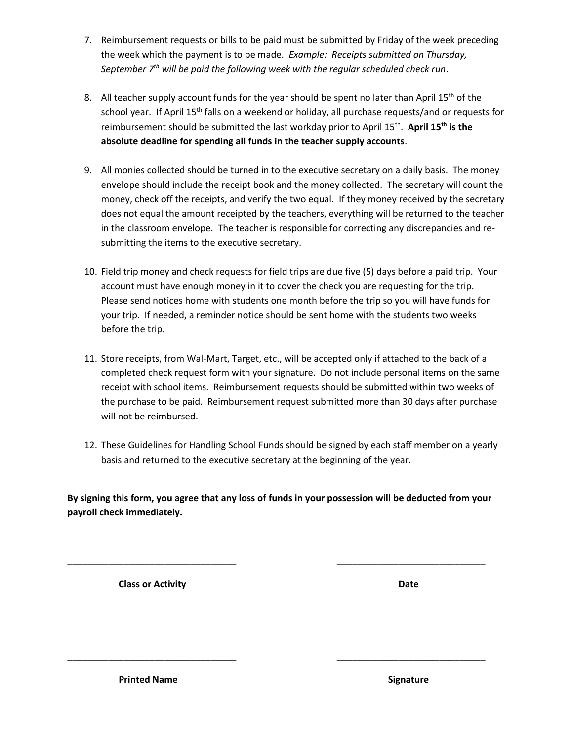7. Reimbursement requests or bills to be paid must be submitted by Friday of the week preceding the week which the payment is to be made. *Example: Receipts submitted on Thursday, September 7th will be paid the following week with the regular scheduled check run*.

8. All teacher supply account funds for the year should be spent no later than April 15th of the school year. If April 15th falls on a weekend or holiday, all purchase requests/and or requests for reimbursement should be submitted the last workday prior to April 15th. **April 15th is the absolute deadline for spending all funds in the teacher supply accounts**.

9. All monies collected should be turned in to the executive secretary on a daily basis. The money envelope should include the receipt book and the money collected. The secretary will count the money, check off the receipts, and verify the two equal. If they money received by the secretary does not equal the amount receipted by the teachers, everything will be returned to the teacher in the classroom envelope. The teacher is responsible for correcting any discrepancies and re-submitting the items to the executive secretary.

10. Field trip money and check requests for field trips are due five (5) days before a paid trip. Your account must have enough money in it to cover the check you are requesting for the trip. Please send notices home with students one month before the trip so you will have funds for your trip. If needed, a reminder notice should be sent home with the students two weeks before the trip.

11. Store receipts, from Wal-Mart, Target, etc., will be accepted only if attached to the back of a completed check request form with your signature. Do not include personal items on the same receipt with school items. Reimbursement requests should be submitted within two weeks of the purchase to be paid. Reimbursement request submitted more than 30 days after purchase will not be reimbursed.

12. These Guidelines for Handling School Funds should be signed by each staff member on a yearly basis and returned to the executive secretary at the beginning of the year.

**By signing this form, you agree that any loss of funds in your possession will be deducted from your payroll check immediately.**

_________________________________ _____________________________

**Class or Activity** **Date**

_________________________________ _____________________________

**Printed Name** **Signature**